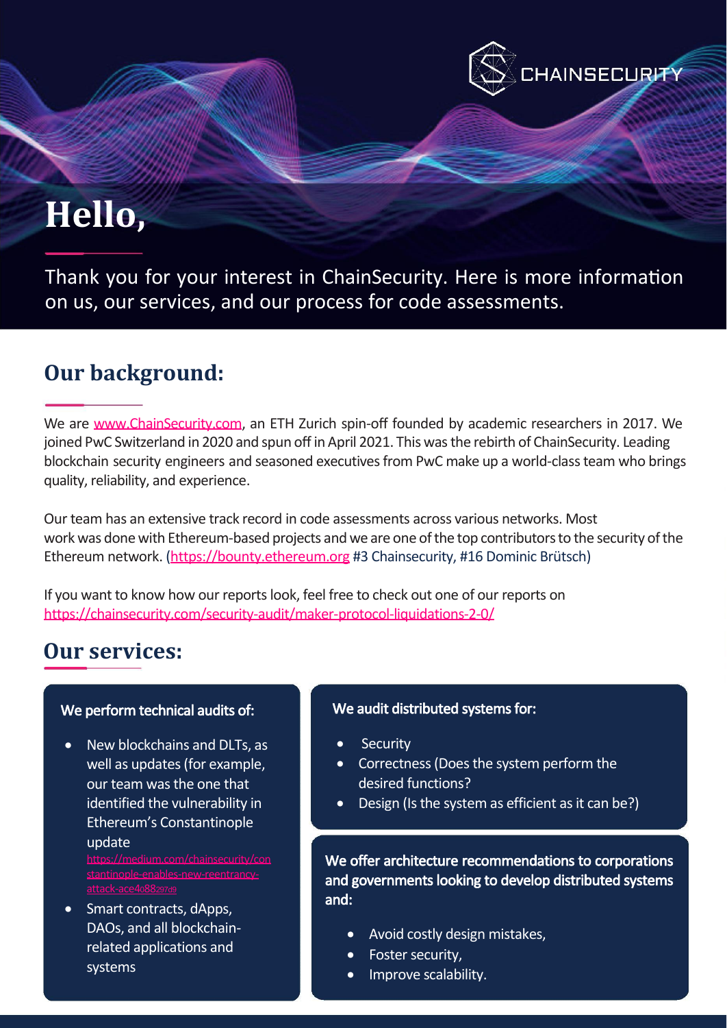CHAINSECURITY

# Hello,

Thank you for your interest in ChainSecurity. Here is more information on us, our services, and our process for code assessments.

## Our background:

We are [www.ChainSecurity.com](www.ChainSecurity.com), an ETH Zurich spin-off founded by academic researchers in 2017. We joined PwC Switzerland in 2020 and spun off in April 2021. This was the rebirth of ChainSecurity. Leading blockchain security engineers and seasoned executives from PwC make up a world-class team who brings quality, reliability, and experience.

Our team has an extensive track record in code assessments across various networks. Most work was done with Ethereum-based projects and we are one of the top contributors to the security of the Ethereum network. ([https://bounty.ethereum.org](https://bounty.ethereum.org) #3 Chainsecurity, #16 Dominic Brütsch)

If you want to know how our reports look, feel free to check out one of our reports on [https://chainsecurity.com/security-audit/maker-protocol-liquidations-2-0/](https://chainsecurity.com/security-audit/maker-protocol-liquidations-2-0/)

## Our services:

**We perform technical audits of:**

- New blockchains and DLTs, as well as updates (for example, our team was the one that identified the vulnerability in Ethereum's Constantinople update [https://medium.com/chainsecurity/constantinople-enables-new-reentrancy-attack-ace4088297d9](https://medium.com/chainsecurity/constantinople-enables-new-reentrancy-attack-ace4088297d9)
- Smart contracts, dApps, DAOs, and all blockchain-related applications and systems

**We audit distributed systems for:**

- Security
- Correctness (Does the system perform the desired functions?
- Design (Is the system as efficient as it can be?)

**We offer architecture recommendations to corporations and governments looking to develop distributed systems and:**

- Avoid costly design mistakes,
- Foster security,
- Improve scalability.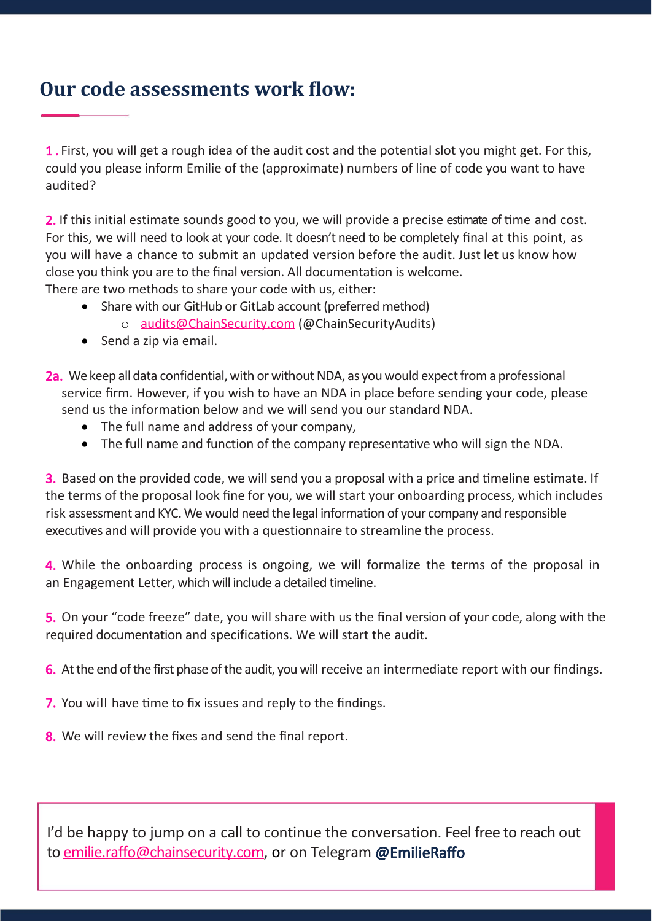## Our code assessments work flow:

1. First, you will get a rough idea of the audit cost and the potential slot you might get. For this, could you please inform Emilie of the (approximate) numbers of line of code you want to have audited?

2. If this initial estimate sounds good to you, we will provide a precise estimate of time and cost. For this, we will need to look at your code. It doesn't need to be completely final at this point, as you will have a chance to submit an updated version before the audit. Just let us know how close you think you are to the final version. All documentation is welcome.
There are two methods to share your code with us, either:
   - Share with our GitHub or GitLab account (preferred method)
     - audits@ChainSecurity.com (@ChainSecurityAudits)
   - Send a zip via email.

2a. We keep all data confidential, with or without NDA, as you would expect from a professional service firm. However, if you wish to have an NDA in place before sending your code, please send us the information below and we will send you our standard NDA.
   - The full name and address of your company,
   - The full name and function of the company representative who will sign the NDA.

3. Based on the provided code, we will send you a proposal with a price and timeline estimate. If the terms of the proposal look fine for you, we will start your onboarding process, which includes risk assessment and KYC. We would need the legal information of your company and responsible executives and will provide you with a questionnaire to streamline the process.

4. While the onboarding process is ongoing, we will formalize the terms of the proposal in an Engagement Letter, which will include a detailed timeline.

5. On your "code freeze" date, you will share with us the final version of your code, along with the required documentation and specifications. We will start the audit.

6. At the end of the first phase of the audit, you will receive an intermediate report with our findings.

7. You will have time to fix issues and reply to the findings.

8. We will review the fixes and send the final report.

I'd be happy to jump on a call to continue the conversation. Feel free to reach out to emilie.raffo@chainsecurity.com, or on Telegram **@EmilieRaffo**